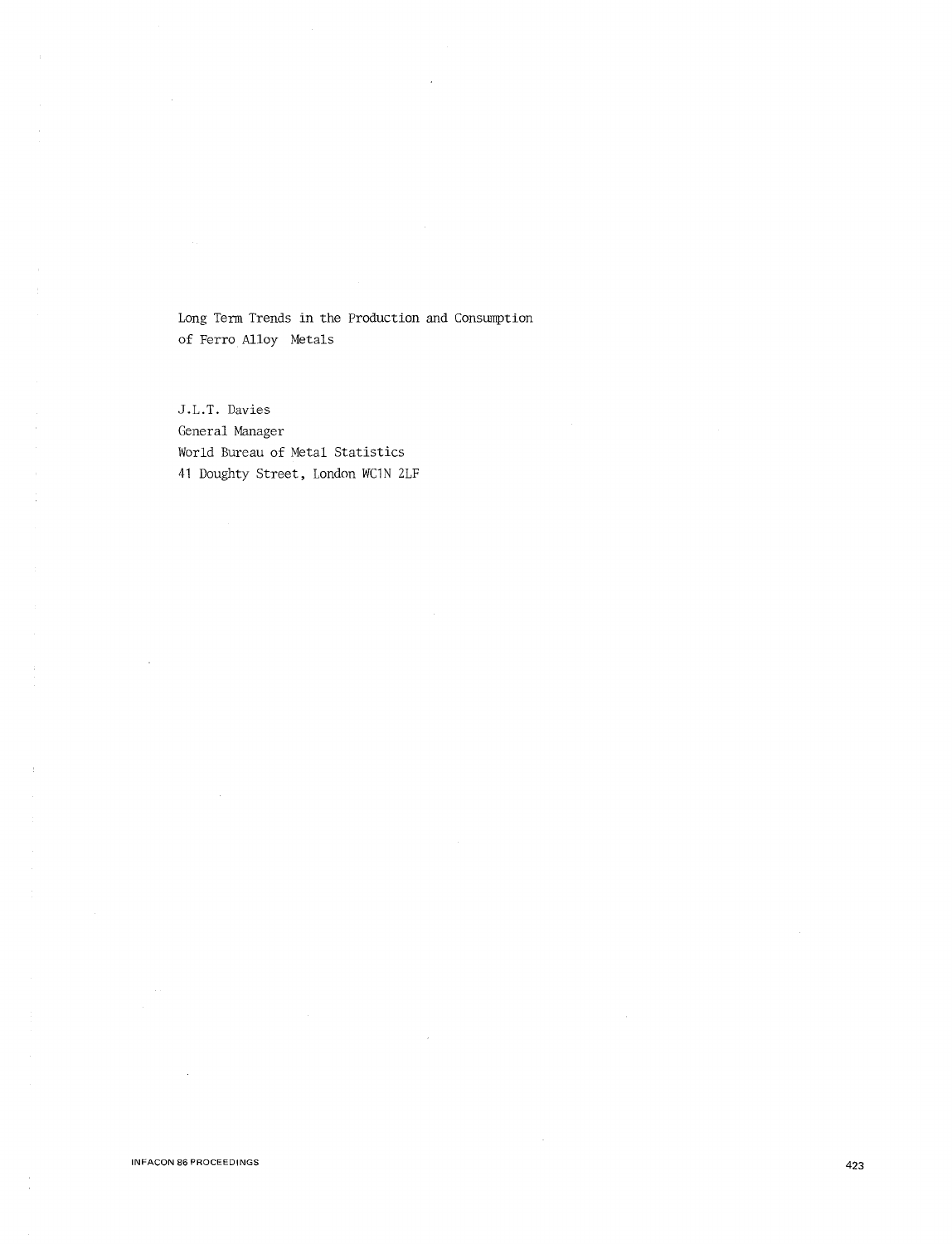# Long Term Trends in the Production and Consumption of Ferro Alloy Metals

J.L.T. Davies
General Manager
World Bureau of Metal Statistics
41 Doughty Street, London WC1N 2LF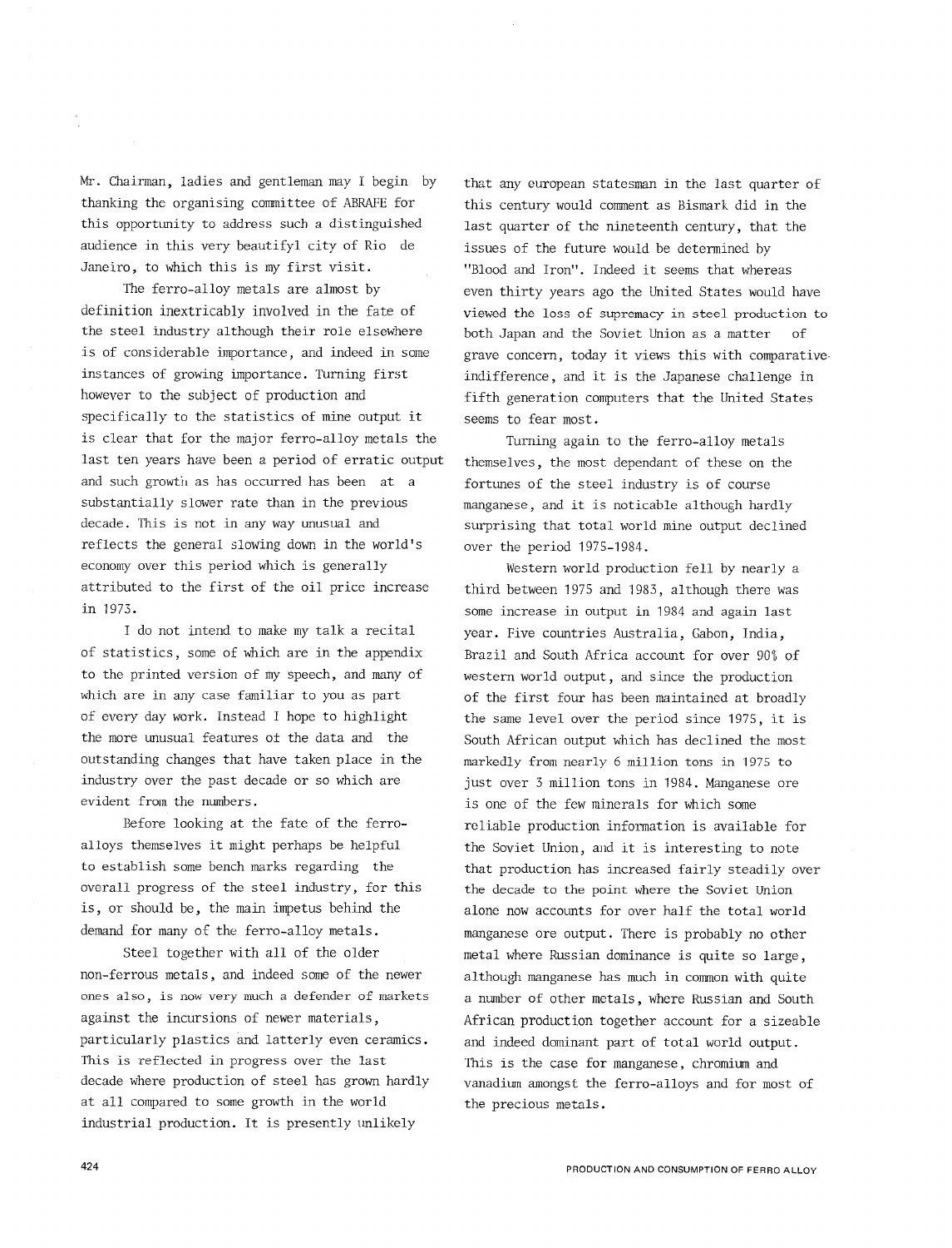Mr. Chairman, ladies and gentleman may I begin by thanking the organising committee of ABRAFE for this opportunity to address such a distinguished audience in this very beautifyl city of Rio de Janeiro, to which this is my first visit.

The ferro-alloy metals are almost by definition inextricably involved in the fate of the steel industry although their role elsewhere is of considerable importance, and indeed in some instances of growing importance. Turning first however to the subject of production and specifically to the statistics of mine output it is clear that for the major ferro-alloy metals the last ten years have been a period of erratic output and such growth as has occurred has been at a substantially slower rate than in the previous decade. This is not in any way unusual and reflects the general slowing down in the world's economy over this period which is generally attributed to the first of the oil price increase in 1973.

I do not intend to make my talk a recital of statistics, some of which are in the appendix to the printed version of my speech, and many of which are in any case familiar to you as part of every day work. Instead I hope to highlight the more unusual features of the data and the outstanding changes that have taken place in the industry over the past decade or so which are evident from the numbers.

Before looking at the fate of the ferro-alloys themselves it might perhaps be helpful to establish some bench marks regarding the overall progress of the steel industry, for this is, or should be, the main impetus behind the demand for many of the ferro-alloy metals.

Steel together with all of the older non-ferrous metals, and indeed some of the newer ones also, is now very much a defender of markets against the incursions of newer materials, particularly plastics and latterly even ceramics. This is reflected in progress over the last decade where production of steel has grown hardly at all compared to some growth in the world industrial production. It is presently unlikely that any european statesman in the last quarter of this century would comment as Bismark did in the last quarter of the nineteenth century, that the issues of the future would be determined by "Blood and Iron". Indeed it seems that whereas even thirty years ago the United States would have viewed the loss of supremacy in steel production to both Japan and the Soviet Union as a matter of grave concern, today it views this with comparative indifference, and it is the Japanese challenge in fifth generation computers that the United States seems to fear most.

Turning again to the ferro-alloy metals themselves, the most dependant of these on the fortunes of the steel industry is of course manganese, and it is noticable although hardly surprising that total world mine output declined over the period 1975-1984.

Western world production fell by nearly a third between 1975 and 1983, although there was some increase in output in 1984 and again last year. Five countries Australia, Gabon, India, Brazil and South Africa account for over 90% of western world output, and since the production of the first four has been maintained at broadly the same level over the period since 1975, it is South African output which has declined the most markedly from nearly 6 million tons in 1975 to just over 3 million tons in 1984. Manganese ore is one of the few minerals for which some reliable production information is available for the Soviet Union, and it is interesting to note that production has increased fairly steadily over the decade to the point where the Soviet Union alone now accounts for over half the total world manganese ore output. There is probably no other metal where Russian dominance is quite so large, although manganese has much in common with quite a number of other metals, where Russian and South African production together account for a sizeable and indeed dominant part of total world output. This is the case for manganese, chromium and vanadium amongst the ferro-alloys and for most of the precious metals.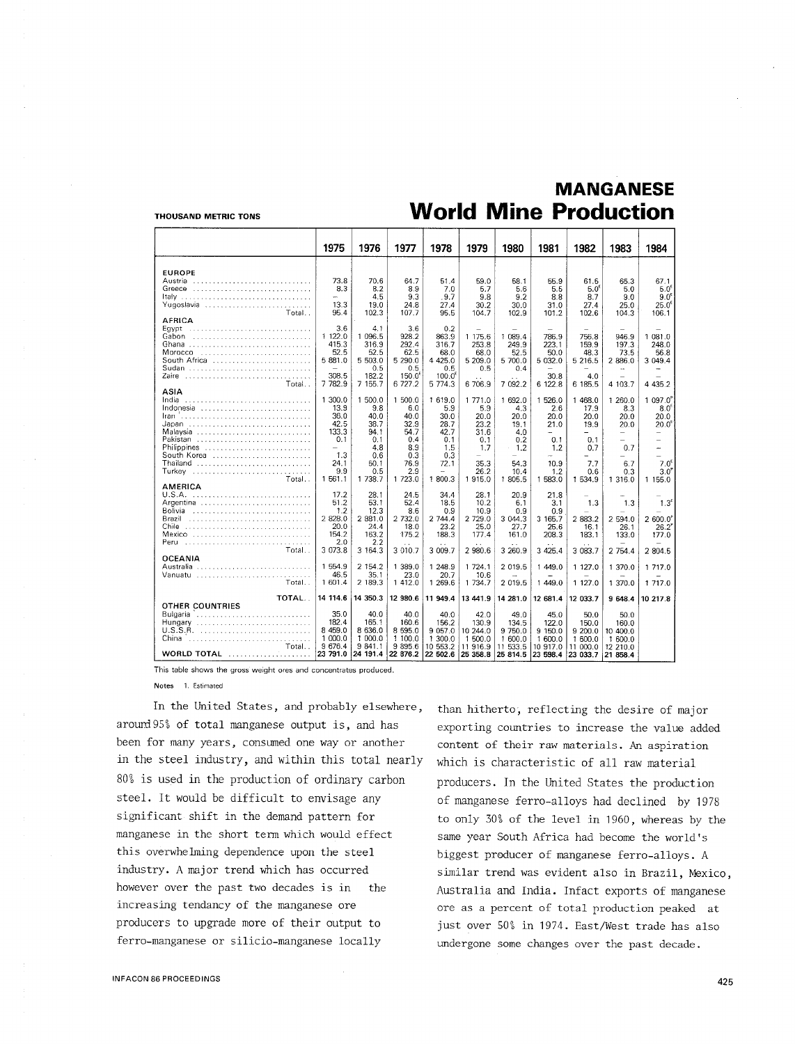# MANGANESE

## World Mine Production

THOUSAND METRIC TONS

| | 1975 | 1976 | 1977 | 1978 | 1979 | 1980 | 1981 | 1982 | 1983 | 1984 |
|---|---|---|---|---|---|---|---|---|---|---|
| **EUROPE** | | | | | | | | | | |
| Austria | 73.8 | 70.6 | 64.7 | 51.4 | 59.0 | 58.1 | 55.9 | 61.6 | 65.3 | 67.1 |
| Greece | 8.3 | 8.2 | 8.9 | 7.0 | 5.7 | 5.6 | 5.5 | 5.0[E] | 5.0 | 5.0[E] |
| Italy | – | 4.5 | 9.3 | 9.7 | 9.8 | 9.2 | 8.8 | 8.7 | 9.0 | 9.0[E] |
| Yugoslavia | 13.3 | 19.0 | 24.8 | 27.4 | 30.2 | 30.0 | 31.0 | 27.4 | 25.0 | 25.0[E] |
| Total | 95.4 | 102.3 | 107.7 | 95.5 | 104.7 | 102.9 | 101.2 | 102.6 | 104.3 | 106.1 |
| **AFRICA** | | | | | | | | | | |
| Egypt | 3.6 | 4.1 | 3.6 | 0.2 | – | – | – | – | – | – |
| Gabon | 1 122.0 | 1 096.5 | 928.2 | 863.9 | 1 175.6 | 1 089.4 | 786.9 | 756.8 | 946.9 | 1 081.0 |
| Ghana | 415.3 | 316.9 | 292.4 | 316.7 | 253.8 | 249.9 | 223.1 | 159.9 | 197.3 | 248.0 |
| Morocco | 52.5 | 52.5 | 62.5 | 68.0 | 68.0 | 52.5 | 50.0 | 48.3 | 73.5 | 56.8 |
| South Africa | 5 881.0 | 5 503.0 | 5 290.0 | 4 425.0 | 5 209.0 | 5 700.0 | 5 032.0 | 5 216.5 | 2 886.0 | 3 049.4 |
| Sudan | – | 0.5 | 0.5 | 0.5 | 0.5 | 0.4 | – | – | – | – |
| Zaire | 308.5 | 182.2 | 150.0[E] | 100.0[E] | .. | .. | 30.8 | 4.0 | – | – |
| Total | 7 782.9 | 7 155.7 | 6 727.2 | 5 774.3 | 6 706.9 | 7 092.2 | 6 122.8 | 6 185.5 | 4 103.7 | 4 435.2 |
| **ASIA** | | | | | | | | | | |
| India | 1 300.0 | 1 500.0 | 1 500.0 | 1 619.0 | 1 771.0 | 1 692.0 | 1 526.0 | 1 468.0 | 1 260.0 | 1 097.0[E] |
| Indonesia | 13.9 | 9.8 | 6.0 | 5.9 | 5.9 | 4.3 | 2.6 | 17.9 | 8.3 | 8.0[E] |
| Iran | 36.0 | 40.0 | 40.0 | 30.0 | 20.0 | 20.0 | 20.0 | 20.0 | 20.0 | 20.0 |
| Japan | 42.5 | 38.7 | 32.9 | 28.7 | 23.2 | 19.1 | 21.0 | 19.9 | 20.0 | 20.0[E] |
| Malaysia | 133.3 | 94.1 | 54.7 | 42.7 | 31.6 | 4.0 | – | – | – | – |
| Pakistan | 0.1 | 0.1 | 0.4 | 0.1 | 0.1 | 0.2 | 0.1 | 0.1 | – | – |
| Philippines | – | 4.8 | 8.9 | 1.5 | 1.7 | 1.2 | 1.2 | 0.7 | 0.7 | – |
| South Korea | 1.3 | 0.6 | 0.3 | 0.3 | – | – | – | – | – | – |
| Thailand | 24.1 | 50.1 | 76.9 | 72.1 | 35.3 | 54.3 | 10.9 | 7.7 | 6.7 | 7.0[E] |
| Turkey | 9.9 | 0.5 | 2.9 | – | 26.2 | 10.4 | 1.2 | 0.6 | 0.3 | 3.0[E] |
| Total | 1 561.1 | 1 738.7 | 1 723.0 | 1 800.3 | 1 915.0 | 1 805.5 | 1 583.0 | 1 534.9 | 1 316.0 | 1 155.0 |
| **AMERICA** | | | | | | | | | | |
| U.S.A. | 17.2 | 28.1 | 24.5 | 34.4 | 28.1 | 20.9 | 21.8 | – | – | – |
| Argentina | 51.2 | 53.1 | 52.4 | 18.5 | 10.2 | 6.1 | 3.1 | 1.3 | 1.3 | 1.3[E] |
| Bolivia | 1.2 | 12.3 | 8.6 | 0.9 | 10.9 | 0.9 | 0.9 | – | – | – |
| Brazil | 2 828.0 | 2 881.0 | 2 732.0 | 2 744.4 | 2 729.0 | 3 044.3 | 3 165.7 | 2 883.2 | 2 594.0 | 2 600.0[E] |
| Chile | 20.0 | 24.4 | 18.0 | 23.2 | 25.0 | 27.7 | 25.6 | 16.1 | 26.1 | 26.2[E] |
| Mexico | 154.2 | 163.2 | 175.2 | 188.3 | 177.4 | 161.0 | 208.3 | 183.1 | 133.0 | 177.0 |
| Peru | 2.0 | 2.2 | .. | .. | .. | .. | .. | – | – | – |
| Total | 3 073.8 | 3 164.3 | 3 010.7 | 3 009.7 | 2 980.6 | 3 260.9 | 3 425.4 | 3 083.7 | 2 754.4 | 2 804.5 |
| **OCEANIA** | | | | | | | | | | |
| Australia | 1 554.9 | 2 154.2 | 1 389.0 | 1 248.9 | 1 724.1 | 2 019.5 | 1 449.0 | 1 127.0 | 1 370.0 | 1 717.0 |
| Vanuatu | 46.5 | 35.1 | 23.0 | 20.7 | 10.6 | – | – | – | – | – |
| Total | 1 601.4 | 2 189.3 | 1 412.0 | 1 269.6 | 1 734.7 | 2 019.5 | 1 449.0 | 1 127.0 | 1 370.0 | 1 717.0 |
| **TOTAL** | **14 114.6** | **14 350.3** | **12 980.6** | **11 949.4** | **13 441.9** | **14 281.0** | **12 681.4** | **12 033.7** | **9 648.4** | **10 217.8** |
| **OTHER COUNTRIES** | | | | | | | | | | |
| Bulgaria | 35.0 | 40.0 | 40.0 | 40.0 | 42.0 | 49.0 | 45.0 | 50.0 | 50.0 | |
| Hungary | 182.4 | 165.1 | 160.6 | 156.2 | 130.9 | 134.5 | 122.0 | 150.0 | 160.0 | |
| U.S.S.R. | 8 459.0 | 8 636.0 | 8 595.0 | 9 057.0 | 10 244.0 | 9 750.0 | 9 150.0 | 9 200.0 | 10 400.0 | |
| China | 1 000.0 | 1 000.0 | 1 100.0 | 1 300.0 | 1 500.0 | 1 600.0 | 1 600.0 | 1 600.0 | 1 600.0 | |
| Total | 9 676.4 | 9 841.1 | 9 895.6 | 10 553.2 | 11 916.9 | 11 533.5 | 10 917.0 | 11 000.0 | 12 210.0 | |
| **WORLD TOTAL** | **23 791.0** | **24 191.4** | **22 876.2** | **22 502.6** | **25 358.8** | **25 814.5** | **23 598.4** | **23 033.7** | **21 858.4** | |

This table shows the gross weight ores and concentrates produced.

Notes 1. Estimated

In the United States, and probably elsewhere, around 95% of total manganese output is, and has been for many years, consumed one way or another in the steel industry, and within this total nearly 80% is used in the production of ordinary carbon steel. It would be difficult to envisage any significant shift in the demand pattern for manganese in the short term which would effect this overwhelming dependence upon the steel industry. A major trend which has occurred however over the past two decades is in the increasing tendancy of the manganese ore producers to upgrade more of their output to ferro-manganese or silicio-manganese locally than hitherto, reflecting the desire of major exporting countries to increase the value added content of their raw materials. An aspiration which is characteristic of all raw material producers. In the United States the production of manganese ferro-alloys had declined by 1978 to only 30% of the level in 1960, whereas by the same year South Africa had become the world's biggest producer of manganese ferro-alloys. A similar trend was evident also in Brazil, Mexico, Australia and India. Infact exports of manganese ore as a percent of total production peaked at just over 50% in 1974. East/West trade has also undergone some changes over the past decade.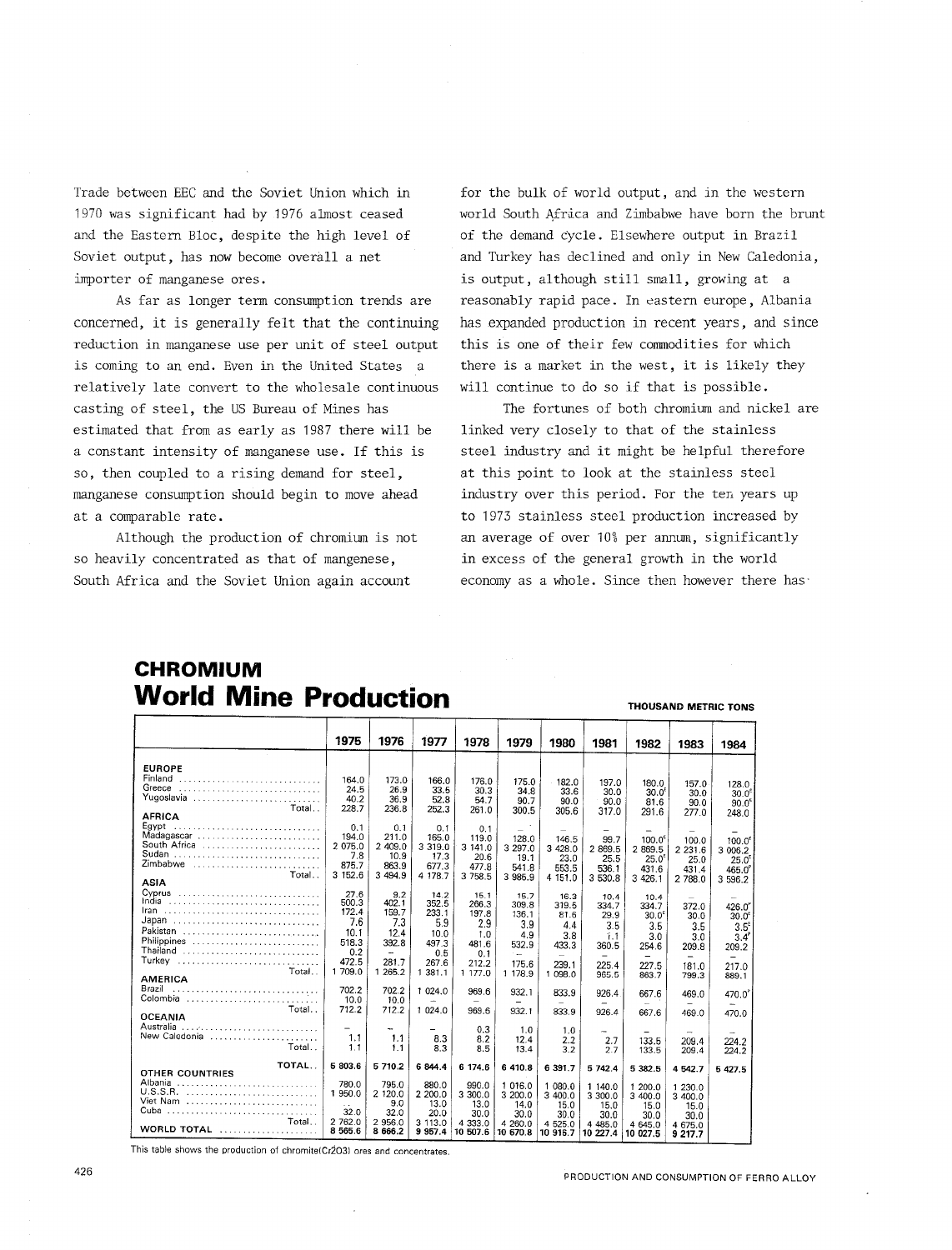Trade between EEC and the Soviet Union which in 1970 was significant had by 1976 almost ceased and the Eastern Bloc, despite the high level of Soviet output, has now become overall a net importer of manganese ores.

As far as longer term consumption trends are concerned, it is generally felt that the continuing reduction in manganese use per unit of steel output is coming to an end. Even in the United States a relatively late convert to the wholesale continuous casting of steel, the US Bureau of Mines has estimated that from as early as 1987 there will be a constant intensity of manganese use. If this is so, then coupled to a rising demand for steel, manganese consumption should begin to move ahead at a comparable rate.

Although the production of chromium is not so heavily concentrated as that of mangenese, South Africa and the Soviet Union again account for the bulk of world output, and in the western world South Africa and Zimbabwe have born the brunt of the demand cycle. Elsewhere output in Brazil and Turkey has declined and only in New Caledonia, is output, although still small, growing at a reasonably rapid pace. In eastern europe, Albania has expanded production in recent years, and since this is one of their few commodities for which there is a market in the west, it is likely they will continue to do so if that is possible.

The fortunes of both chromium and nickel are linked very closely to that of the stainless steel industry and it might be helpful therefore at this point to look at the stainless steel industry over this period. For the ten years up to 1973 stainless steel production increased by an average of over 10% per annum, significantly in excess of the general growth in the world economy as a whole. Since then however there has

## CHROMIUM
# World Mine Production

THOUSAND METRIC TONS

| | 1975 | 1976 | 1977 | 1978 | 1979 | 1980 | 1981 | 1982 | 1983 | 1984 |
|---|---|---|---|---|---|---|---|---|---|---|
| **EUROPE** | | | | | | | | | | |
| Finland | 164.0 | 173.0 | 166.0 | 176.0 | 175.0 | 182.0 | 197.0 | 180.0 | 157.0 | 128.0 |
| Greece | 24.5 | 26.9 | 33.5 | 30.3 | 34.8 | 33.6 | 30.0 | 30.0[r] | 30.0 | 30.0[e] |
| Yugoslavia | 40.2 | 36.9 | 52.8 | 54.7 | 90.7 | 90.0 | 90.0 | 81.6 | 90.0 | 90.0[e] |
| Total | 228.7 | 236.8 | 252.3 | 261.0 | 300.5 | 305.6 | 317.0 | 291.6 | 277.0 | 248.0 |
| **AFRICA** | | | | | | | | | | |
| Egypt | 0.1 | 0.1 | 0.1 | 0.1 | – | – | – | – | – | – |
| Madagascar | 194.0 | 211.0 | 165.0 | 119.0 | 128.0 | 146.5 | 99.7 | 100.0[e] | 100.0 | 100.0[e] |
| South Africa | 2 075.0 | 2 409.0 | 3 319.0 | 3 141.0 | 3 297.0 | 3 428.0 | 2 869.5 | 2 869.5 | 2 231.6 | 3 006.2 |
| Sudan | 7.8 | 10.9 | 17.3 | 20.6 | 19.1 | 23.0 | 25.5 | 25.0[r] | 25.0 | 25.0[r] |
| Zimbabwe | 875.7 | 863.9 | 677.3 | 477.8 | 541.8 | 553.5 | 536.1 | 431.6 | 431.4 | 465.0[r] |
| Total | 3 152.6 | 3 494.9 | 4 178.7 | 3 758.5 | 3 985.9 | 4 151.0 | 3 530.8 | 3 426.1 | 2 788.0 | 3 596.2 |
| **ASIA** | | | | | | | | | | |
| Cyprus | 27.6 | 9.2 | 14.2 | 15.1 | 15.7 | 16.3 | 10.4 | 10.4 | – | – |
| India | 500.3 | 402.1 | 352.5 | 266.3 | 309.8 | 319.5 | 334.7 | 334.7 | 372.0 | 426.0[r] |
| Iran | 172.4 | 159.7 | 233.1 | 197.8 | 136.1 | 81.6 | 29.9 | 30.0[e] | 30.0 | 30.0[e] |
| Japan | 7.6 | 7.3 | 5.9 | 2.9 | 3.9 | 4.4 | 3.5 | 3.5 | 3.5 | 3.5[e] |
| Pakistan | 10.1 | 12.4 | 10.0 | 1.0 | 4.9 | 3.8 | 1.1 | 3.0 | 3.0 | 3.4[r] |
| Philippines | 518.3 | 392.8 | 497.3 | 481.6 | 532.9 | 433.3 | 360.5 | 254.6 | 209.8 | 209.2 |
| Thailand | 0.2 | – | 0.5 | 0.1 | – | – | – | – | – | – |
| Turkey | 472.5 | 281.7 | 267.6 | 212.2 | 175.6 | 239.1 | 225.4 | 227.5 | 181.0 | 217.0 |
| Total | 1 709.0 | 1 265.2 | 1 381.1 | 1 177.0 | 1 178.9 | 1 098.0 | 965.5 | 863.7 | 799.3 | 889.1 |
| **AMERICA** | | | | | | | | | | |
| Brazil | 702.2 | 702.2 | 1 024.0 | 969.6 | 932.1 | 833.9 | 926.4 | 667.6 | 469.0 | 470.0[r] |
| Colombia | 10.0 | 10.0 | – | – | – | – | – | – | – | – |
| Total | 712.2 | 712.2 | 1 024.0 | 969.6 | 932.1 | 833.9 | 926.4 | 667.6 | 469.0 | 470.0 |
| **OCEANIA** | | | | | | | | | | |
| Australia | – | – | – | 0.3 | 1.0 | 1.0 | – | – | – | – |
| New Caledonia | 1.1 | 1.1 | 8.3 | 8.2 | 12.4 | 2.2 | 2.7 | 133.5 | 209.4 | 224.2 |
| Total | 1.1 | 1.1 | 8.3 | 8.5 | 13.4 | 3.2 | 2.7 | 133.5 | 209.4 | 224.2 |
| **TOTAL** | **5 803.6** | **5 710.2** | **6 844.4** | **6 174.6** | **6 410.8** | **6 391.7** | **5 742.4** | **5 382.5** | **4 542.7** | **5 427.5** |
| **OTHER COUNTRIES** | | | | | | | | | | |
| Albania | 780.0 | 795.0 | 880.0 | 990.0 | 1 016.0 | 1 080.0 | 1 140.0 | 1 200.0 | 1 230.0 | |
| U.S.S.R. | 1 950.0 | 2 120.0 | 2 200.0 | 3 300.0 | 3 200.0 | 3 400.0 | 3 300.0 | 3 400.0 | 3 400.0 | |
| Viet Nam | .. | 9.0 | 13.0 | 13.0 | 14.0 | 15.0 | 15.0 | 15.0 | 15.0 | |
| Cuba | 32.0 | 32.0 | 20.0 | 30.0 | 30.0 | 30.0 | 30.0 | 30.0 | 30.0 | |
| Total | 2 762.0 | 2 956.0 | 3 113.0 | 4 333.0 | 4 260.0 | 4 525.0 | 4 485.0 | 4 645.0 | 4 675.0 | |
| **WORLD TOTAL** | **8 565.6** | **8 666.2** | **9 957.4** | **10 507.6** | **10 670.8** | **10 916.7** | **10 227.4** | **10 027.5** | **9 217.7** | |

This table shows the production of chromite($Cr_2O_3$) ores and concentrates.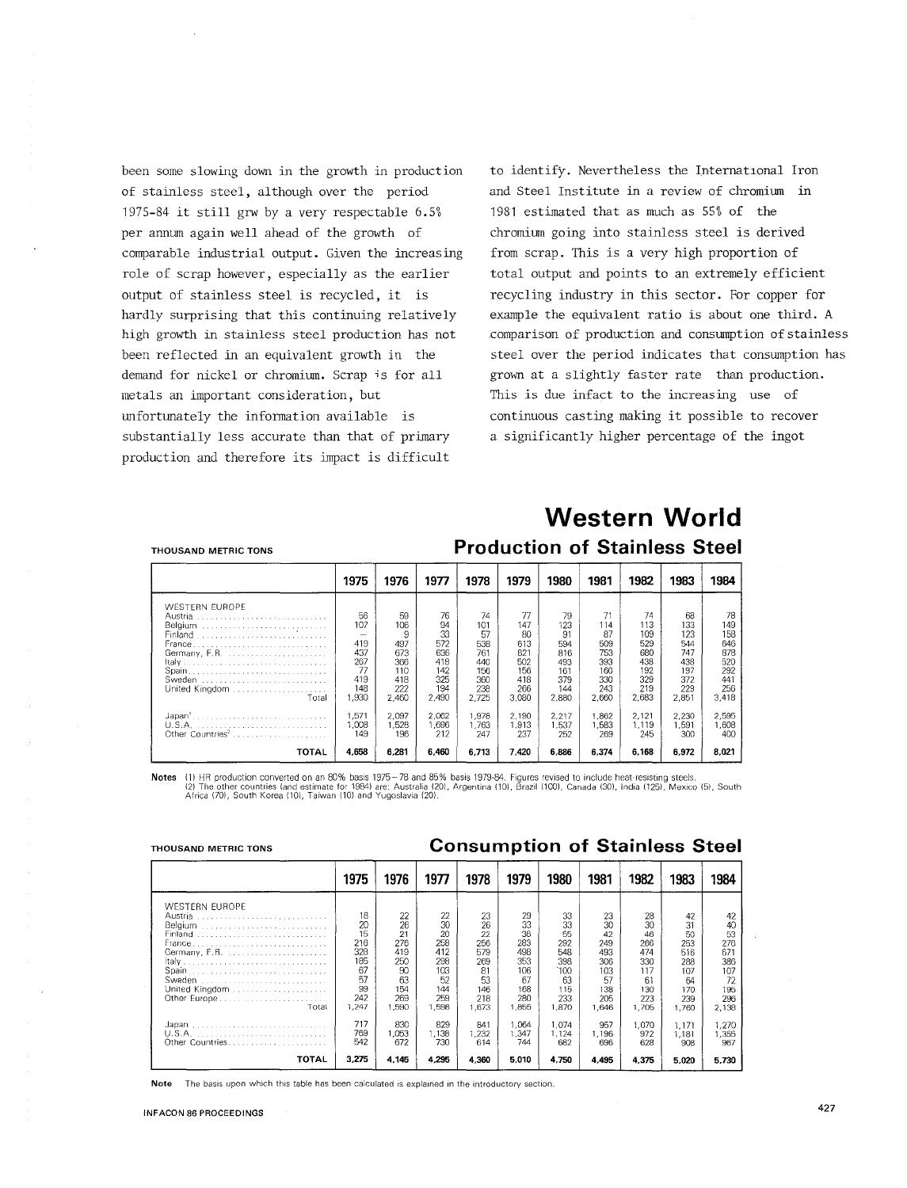been some slowing down in the growth in production of stainless steel, although over the period 1975-84 it still grw by a very respectable 6.5% per annum again well ahead of the growth of comparable industrial output. Given the increasing role of scrap however, especially as the earlier output of stainless steel is recycled, it is hardly surprising that this continuing relatively high growth in stainless steel production has not been reflected in an equivalent growth in the demand for nickel or chromium. Scrap is for all metals an important consideration, but unfortunately the information available is substantially less accurate than that of primary production and therefore its impact is difficult to identify. Nevertheless the International Iron and Steel Institute in a review of chromium in 1981 estimated that as much as 55% of the chromium going into stainless steel is derived from scrap. This is a very high proportion of total output and points to an extremely efficient recycling industry in this sector. For copper for example the equivalent ratio is about one third. A comparison of production and consumption of stainless steel over the period indicates that consumption has grown at a slightly faster rate than production. This is due infact to the increasing use of continuous casting making it possible to recover a significantly higher percentage of the ingot

## Western World

### Production of Stainless Steel

THOUSAND METRIC TONS

| | 1975 | 1976 | 1977 | 1978 | 1979 | 1980 | 1981 | 1982 | 1983 | 1984 |
|---|---|---|---|---|---|---|---|---|---|---|
| WESTERN EUROPE | | | | | | | | | | |
| Austria | 56 | 59 | 76 | 74 | 77 | 79 | 71 | 74 | 68 | 78 |
| Belgium | 107 | 106 | 94 | 101 | 147 | 123 | 114 | 113 | 133 | 149 |
| Finland | — | 9 | 33 | 57 | 80 | 91 | 87 | 109 | 123 | 158 |
| France | 419 | 497 | 572 | 538 | 613 | 594 | 509 | 529 | 544 | 646 |
| Germany, F.R. | 437 | 673 | 636 | 761 | 821 | 816 | 753 | 680 | 747 | 878 |
| Italy | 267 | 366 | 418 | 440 | 502 | 493 | 393 | 438 | 438 | 520 |
| Spain | 77 | 110 | 142 | 156 | 156 | 161 | 160 | 192 | 197 | 292 |
| Sweden | 419 | 418 | 325 | 360 | 418 | 379 | 330 | 329 | 372 | 441 |
| United Kingdom | 148 | 222 | 194 | 238 | 266 | 144 | 243 | 219 | 229 | 256 |
| Total | 1,930 | 2,460 | 2,490 | 2,725 | 3,080 | 2,880 | 2,660 | 2,683 | 2,851 | 3,418 |
| Japan[1] | 1,571 | 2,097 | 2,062 | 1,978 | 2,190 | 2,217 | 1,862 | 2,121 | 2,230 | 2,595 |
| U.S.A. | 1,008 | 1,528 | 1,696 | 1,763 | 1,913 | 1,537 | 1,583 | 1,119 | 1,591 | 1,608 |
| Other Countries[2] | 149 | 196 | 212 | 247 | 237 | 252 | 269 | 245 | 300 | 400 |
| **TOTAL** | **4,658** | **6,281** | **6,460** | **6,713** | **7,420** | **6,886** | **6,374** | **6,168** | **6,972** | **8,021** |

**Notes** (1) HR production converted on an 80% basis 1975–78 and 85% basis 1979-84. Figures revised to include heat-resisting steels.
(2) The other countries (and estimate for 1984) are: Australia (20), Argentina (10), Brazil (100), Canada (30), India (125), Mexico (5), South Africa (70), South Korea (10), Taiwan (10) and Yugoslavia (20).

### Consumption of Stainless Steel

THOUSAND METRIC TONS

| | 1975 | 1976 | 1977 | 1978 | 1979 | 1980 | 1981 | 1982 | 1983 | 1984 |
|---|---|---|---|---|---|---|---|---|---|---|
| WESTERN EUROPE | | | | | | | | | | |
| Austria | 18 | 22 | 22 | 23 | 29 | 33 | 23 | 28 | 42 | 42 |
| Belgium | 20 | 26 | 30 | 26 | 33 | 33 | 30 | 30 | 31 | 40 |
| Finland | 15 | 21 | 20 | 22 | 38 | 55 | 42 | 46 | 50 | 53 |
| France | 216 | 276 | 258 | 256 | 283 | 292 | 249 | 266 | 253 | 276 |
| Germany, F.R. | 328 | 419 | 412 | 579 | 498 | 548 | 493 | 474 | 516 | 671 |
| Italy | 185 | 250 | 298 | 269 | 353 | 398 | 306 | 330 | 288 | 386 |
| Spain | 67 | 90 | 103 | 81 | 106 | 100 | 103 | 117 | 107 | 107 |
| Sweden | 57 | 63 | 52 | 53 | 67 | 63 | 57 | 61 | 64 | 72 |
| United Kingdom | 99 | 154 | 144 | 146 | 168 | 115 | 138 | 130 | 170 | 195 |
| Other Europe | 242 | 269 | 259 | 218 | 280 | 233 | 205 | 223 | 239 | 296 |
| Total | 1,247 | 1,590 | 1,598 | 1,673 | 1,855 | 1,870 | 1,646 | 1,705 | 1,760 | 2,138 |
| Japan | 717 | 830 | 829 | 841 | 1,064 | 1,074 | 957 | 1,070 | 1,171 | 1,270 |
| U.S.A. | 769 | 1,053 | 1,138 | 1,232 | 1,347 | 1,124 | 1,196 | 972 | 1,181 | 1,355 |
| Other Countries | 542 | 672 | 730 | 614 | 744 | 682 | 696 | 628 | 908 | 967 |
| **TOTAL** | **3,275** | **4,145** | **4,295** | **4,360** | **5,010** | **4,750** | **4,495** | **4,375** | **5,020** | **5,730** |

**Note** The basis upon which this table has been calculated is explained in the introductory section.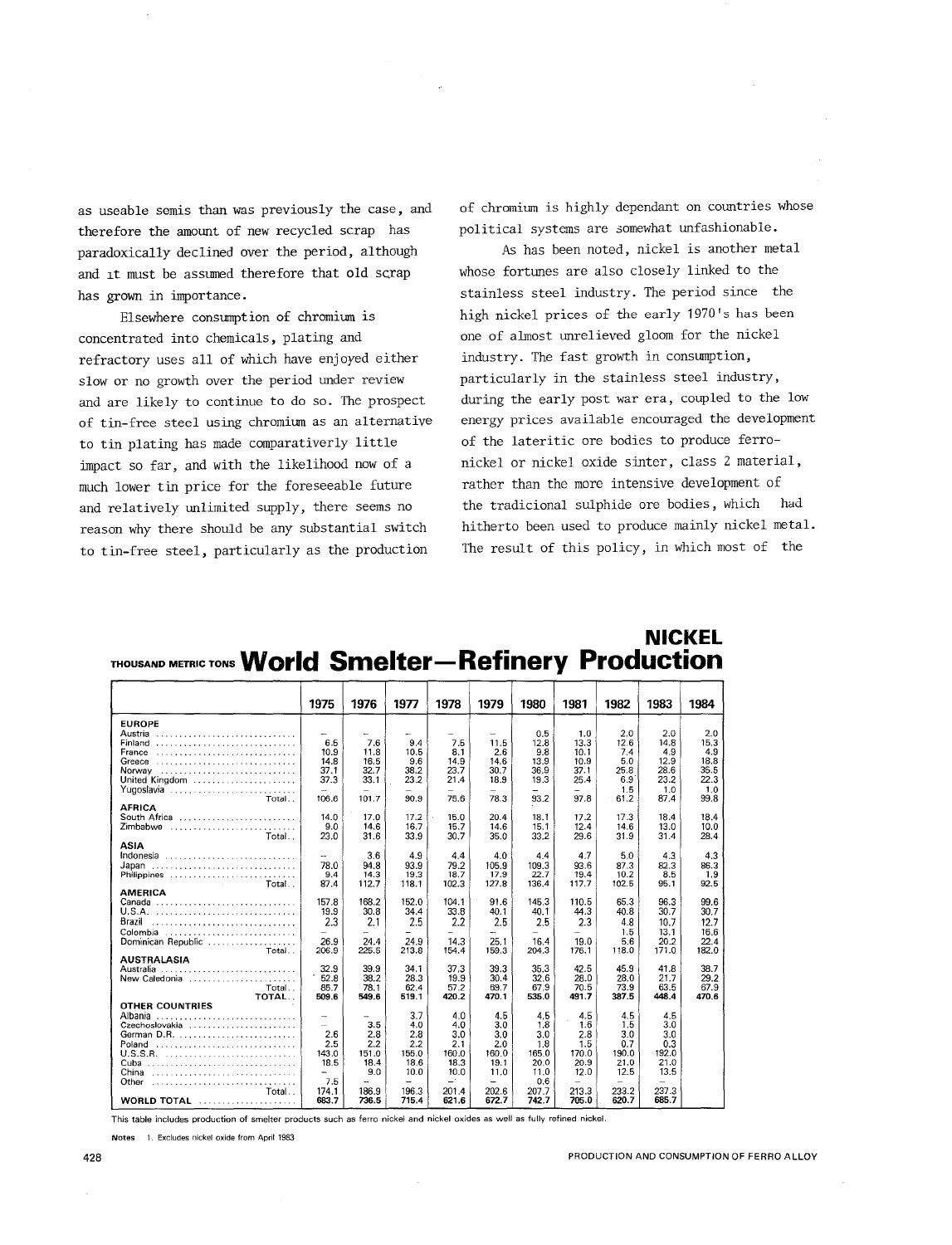as useable semis than was previously the case, and therefore the amount of new recycled scrap has paradoxically declined over the period, although and it must be assumed therefore that old scrap has grown in importance.

Elsewhere consumption of chromium is concentrated into chemicals, plating and refractory uses all of which have enjoyed either slow or no growth over the period under review and are likely to continue to do so. The prospect of tin-free steel using chromium as an alternative to tin plating has made comparativerly little impact so far, and with the likelihood now of a much lower tin price for the foreseeable future and relatively unlimited supply, there seems no reason why there should be any substantial switch to tin-free steel, particularly as the production of chromium is highly dependant on countries whose political systems are somewhat unfashionable.

As has been noted, nickel is another metal whose fortunes are also closely linked to the stainless steel industry. The period since the high nickel prices of the early 1970's has been one of almost unrelieved gloom for the nickel industry. The fast growth in consumption, particularly in the stainless steel industry, during the early post war era, coupled to the low energy prices available encouraged the development of the lateritic ore bodies to produce ferro-nickel or nickel oxide sinter, class 2 material, rather than the more intensive development of the tradicional sulphide ore bodies, which had hitherto been used to produce mainly nickel metal. The result of this policy, in which most of the

## NICKEL
## World Smelter—Refinery Production

THOUSAND METRIC TONS

| | 1975 | 1976 | 1977 | 1978 | 1979 | 1980 | 1981 | 1982 | 1983 | 1984 |
|---|---|---|---|---|---|---|---|---|---|---|
| **EUROPE** | | | | | | | | | | |
| Austria | – | – | – | – | – | 0.5 | 1.0 | 2.0 | 2.0 | 2.0 |
| Finland | 6.5 | 7.6 | 9.4 | 7.5 | 11.5 | 12.8 | 13.3 | 12.6 | 14.8 | 15.3 |
| France | 10.9 | 11.8 | 10.5 | 8.1 | 2.6 | 9.8 | 10.1 | 7.4 | 4.9 | 4.9 |
| Greece | 14.8 | 16.5 | 9.6 | 14.9 | 14.6 | 13.9 | 10.9 | 5.0 | 12.9 | 18.8 |
| Norway | 37.1 | 32.7 | 38.2 | 23.7 | 30.7 | 36.9 | 37.1 | 25.8 | 28.6 | 35.5 |
| United Kingdom | 37.3 | 33.1 | 23.2 | 21.4 | 18.9 | 19.3 | 25.4 | 6.9 | 23.2 | 22.3 |
| Yugoslavia | – | – | – | – | – | – | – | 1.5 | 1.0 | 1.0 |
| Total | 106.6 | 101.7 | 90.9 | 75.6 | 78.3 | 93.2 | 97.8 | 61.2 | 87.4 | 99.8 |
| **AFRICA** | | | | | | | | | | |
| South Africa | 14.0 | 17.0 | 17.2 | 15.0 | 20.4 | 18.1 | 17.2 | 17.3 | 18.4 | 18.4 |
| Zimbabwe | 9.0 | 14.6 | 16.7 | 15.7 | 14.6 | 15.1 | 12.4 | 14.6 | 13.0 | 10.0 |
| Total | 23.0 | 31.6 | 33.9 | 30.7 | 35.0 | 33.2 | 29.6 | 31.9 | 31.4 | 28.4 |
| **ASIA** | | | | | | | | | | |
| Indonesia | – | 3.6 | 4.9 | 4.4 | 4.0 | 4.4 | 4.7 | 5.0 | 4.3 | 4.3 |
| Japan | 78.0 | 94.8 | 93.9 | 79.2 | 105.9 | 109.3 | 93.6 | 87.3 | 82.3 | 86.3 |
| Philippines | 9.4 | 14.3 | 19.3 | 18.7 | 17.9 | 22.7 | 19.4 | 10.2 | 8.5 | 1.9 |
| Total | 87.4 | 112.7 | 118.1 | 102.3 | 127.8 | 136.4 | 117.7 | 102.5 | 95.1 | 92.5 |
| **AMERICA** | | | | | | | | | | |
| Canada | 157.8 | 168.2 | 152.0 | 104.1 | 91.6 | 145.3 | 110.5 | 65.3 | 96.3 | 99.6 |
| U.S.A. | 19.9 | 30.8 | 34.4 | 33.8 | 40.1 | 40.1 | 44.3 | 40.8 | 30.7 | 30.7 |
| Brazil | 2.3 | 2.1 | 2.5 | 2.2 | 2.5 | 2.5 | 2.3 | 4.8 | 10.7 | 12.7 |
| Colombia | – | – | – | – | – | – | – | 1.5 | 13.1 | 16.6 |
| Dominican Republic | 26.9 | 24.4 | 24.9 | 14.3 | 25.1 | 16.4 | 19.0 | 5.6 | 20.2 | 22.4 |
| Total | 206.9 | 225.5 | 213.8 | 154.4 | 159.3 | 204.3 | 176.1 | 118.0 | 171.0 | 182.0 |
| **AUSTRALASIA** | | | | | | | | | | |
| Australia | 32.9 | 39.9 | 34.1 | 37.3 | 39.3 | 35.3 | 42.5 | 45.9 | 41.8 | 38.7 |
| New Caledonia | 52.8 | 38.2 | 28.3 | 19.9 | 30.4 | 32.6 | 28.0 | 28.0 | 21.7 | 29.2 |
| Total | 85.7 | 78.1 | 62.4 | 57.2 | 69.7 | 67.9 | 70.5 | 73.9 | 63.5 | 67.9 |
| **TOTAL** | **509.6** | **549.6** | **519.1** | **420.2** | **470.1** | **535.0** | **491.7** | **387.5** | **448.4** | **470.6** |
| **OTHER COUNTRIES** | | | | | | | | | | |
| Albania | – | – | 3.7 | 4.0 | 4.5 | 4.5 | 4.5 | 4.5 | 4.5 | |
| Czechoslovakia | – | 3.5 | 4.0 | 4.0 | 3.0 | 1.8 | 1.6 | 1.5 | 3.0 | |
| German D.R. | 2.6 | 2.8 | 2.8 | 3.0 | 3.0 | 3.0 | 2.8 | 3.0 | 3.0 | |
| Poland | 2.5 | 2.2 | 2.2 | 2.1 | 2.0 | 1.8 | 1.5 | 0.7 | 0.3 | |
| U.S.S.R. | 143.0 | 151.0 | 155.0 | 160.0 | 160.0 | 165.0 | 170.0 | 190.0 | 192.0 | |
| Cuba | 18.5 | 18.4 | 18.6 | 18.3 | 19.1 | 20.0 | 20.9 | 21.0 | 21.0 | |
| China | – | 9.0 | 10.0 | 10.0 | 11.0 | 11.0 | 12.0 | 12.5 | 13.5 | |
| Other | 7.5 | – | – | – | – | 0.6 | – | – | – | |
| Total | 174.1 | 186.9 | 196.3 | 201.4 | 202.6 | 207.7 | 213.3 | 233.2 | 237.3 | |
| **WORLD TOTAL** | **683.7** | **736.5** | **715.4** | **621.6** | **672.7** | **742.7** | **705.0** | **620.7** | **685.7** | |

This table includes production of smelter products such as ferro nickel and nickel oxides as well as fully refined nickel.

**Notes** 1. Excludes nickel oxide from April 1983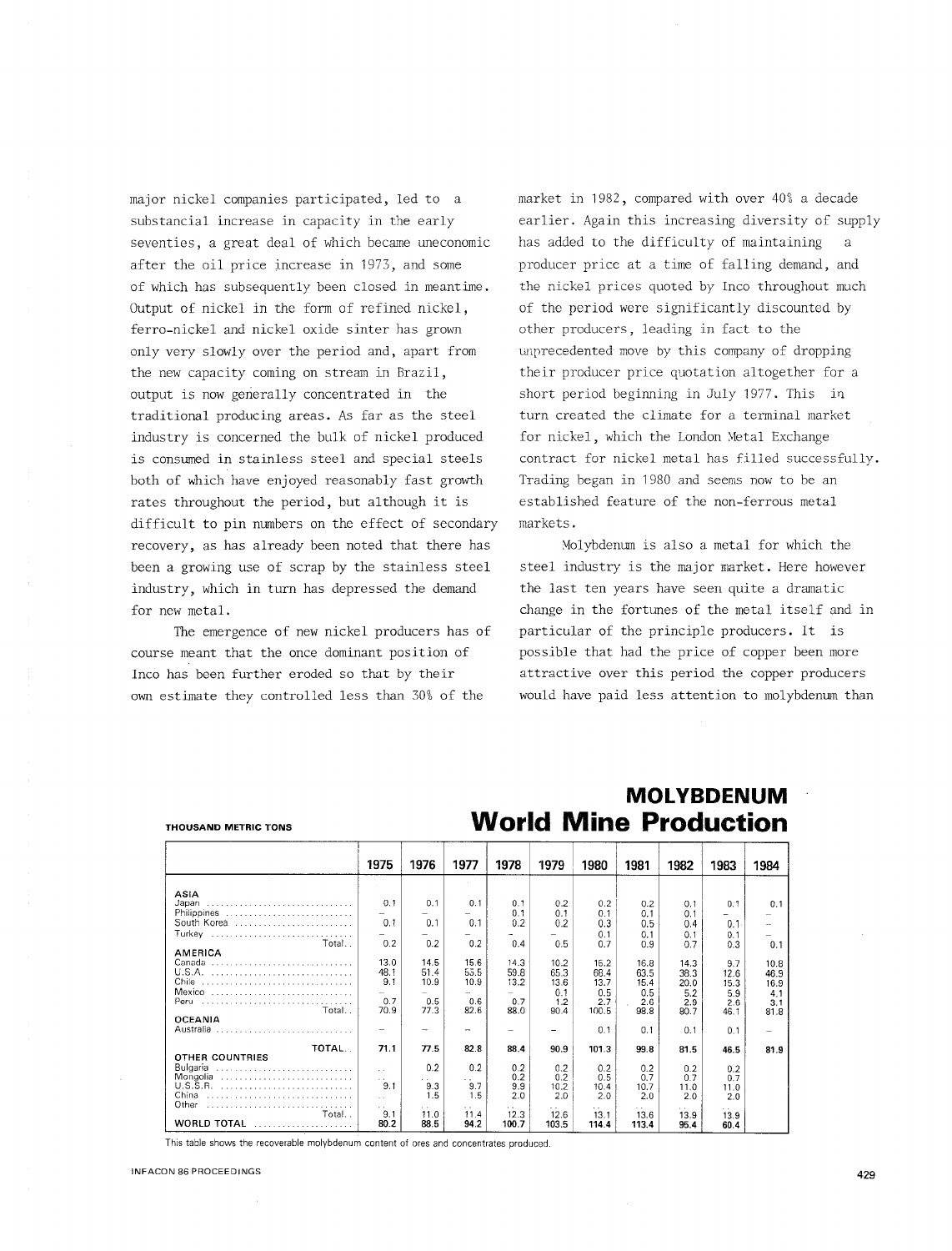major nickel companies participated, led to a substancial increase in capacity in the early seventies, a great deal of which became uneconomic after the oil price increase in 1973, and some of which has subsequently been closed in meantime. Output of nickel in the form of refined nickel, ferro-nickel and nickel oxide sinter has grown only very slowly over the period and, apart from the new capacity coming on stream in Brazil, output is now generally concentrated in the traditional producing areas. As far as the steel industry is concerned the bulk of nickel produced is consumed in stainless steel and special steels both of which have enjoyed reasonably fast growth rates throughout the period, but although it is difficult to pin numbers on the effect of secondary recovery, as has already been noted that there has been a growing use of scrap by the stainless steel industry, which in turn has depressed the demand for new metal.

The emergence of new nickel producers has of course meant that the once dominant position of Inco has been further eroded so that by their own estimate they controlled less than 30% of the market in 1982, compared with over 40% a decade earlier. Again this increasing diversity of supply has added to the difficulty of maintaining a producer price at a time of falling demand, and the nickel prices quoted by Inco throughout much of the period were significantly discounted by other producers, leading in fact to the unprecedented move by this company of dropping their producer price quotation altogether for a short period beginning in July 1977. This in turn created the climate for a terminal market for nickel, which the London Metal Exchange contract for nickel metal has filled successfully. Trading began in 1980 and seems now to be an established feature of the non-ferrous metal markets.

Molybdenum is also a metal for which the steel industry is the major market. Here however the last ten years have seen quite a dramatic change in the fortunes of the metal itself and in particular of the principle producers. It is possible that had the price of copper been more attractive over this period the copper producers would have paid less attention to molybdenum than

## MOLYBDENUM World Mine Production

THOUSAND METRIC TONS

| | 1975 | 1976 | 1977 | 1978 | 1979 | 1980 | 1981 | 1982 | 1983 | 1984 |
|---|---|---|---|---|---|---|---|---|---|---|
| **ASIA** | | | | | | | | | | |
| Japan | 0.1 | 0.1 | 0.1 | 0.1 | 0.2 | 0.2 | 0.2 | 0.1 | 0.1 | 0.1 |
| Philippines | – | – | – | 0.1 | 0.1 | 0.1 | 0.1 | 0.1 | – | – |
| South Korea | 0.1 | 0.1 | 0.1 | 0.2 | 0.2 | 0.3 | 0.5 | 0.4 | 0.1 | – |
| Turkey | – | – | – | – | – | 0.1 | 0.1 | 0.1 | 0.1 | – |
| Total | 0.2 | 0.2 | 0.2 | 0.4 | 0.5 | 0.7 | 0.9 | 0.7 | 0.3 | 0.1 |
| **AMERICA** | | | | | | | | | | |
| Canada | 13.0 | 14.5 | 15.6 | 14.3 | 10.2 | 15.2 | 16.8 | 14.3 | 9.7 | 10.8 |
| U.S.A. | 48.1 | 51.4 | 55.5 | 59.8 | 65.3 | 68.4 | 63.5 | 38.3 | 12.6 | 46.9 |
| Chile | 9.1 | 10.9 | 10.9 | 13.2 | 13.6 | 13.7 | 15.4 | 20.0 | 15.3 | 16.9 |
| Mexico | – | – | – | – | 0.1 | 0.5 | 0.5 | 5.2 | 5.9 | 4.1 |
| Peru | 0.7 | 0.5 | 0.6 | 0.7 | 1.2 | 2.7 | 2.6 | 2.9 | 2.6 | 3.1 |
| Total | 70.9 | 77.3 | 82.6 | 88.0 | 90.4 | 100.5 | 98.8 | 80.7 | 46.1 | 81.8 |
| **OCEANIA** | | | | | | | | | | |
| Australia | – | – | – | – | – | 0.1 | 0.1 | 0.1 | 0.1 | – |
| **TOTAL** | **71.1** | **77.5** | **82.8** | **88.4** | **90.9** | **101.3** | **99.8** | **81.5** | **46.5** | **81.9** |
| **OTHER COUNTRIES** | | | | | | | | | | |
| Bulgaria | . . | 0.2 | 0.2 | 0.2 | 0.2 | 0.2 | 0.2 | 0.2 | 0.2 | |
| Mongolia | . . | . . | . . | 0.2 | 0.2 | 0.5 | 0.7 | 0.7 | 0.7 | |
| U.S.S.R. | 9.1 | 9.3 | 9.7 | 9.9 | 10.2 | 10.4 | 10.7 | 11.0 | 11.0 | |
| China | . . | 1.5 | 1.5 | 2.0 | 2.0 | 2.0 | 2.0 | 2.0 | 2.0 | |
| Other | . . | . . | . . | . . | . . | . . | . . | . . | . . | |
| Total | 9.1 | 11.0 | 11.4 | 12.3 | 12.6 | 13.1 | 13.6 | 13.9 | 13.9 | |
| **WORLD TOTAL** | **80.2** | **88.5** | **94.2** | **100.7** | **103.5** | **114.4** | **113.4** | **95.4** | **60.4** | |

This table shows the recoverable molybdenum content of ores and concentrates produced.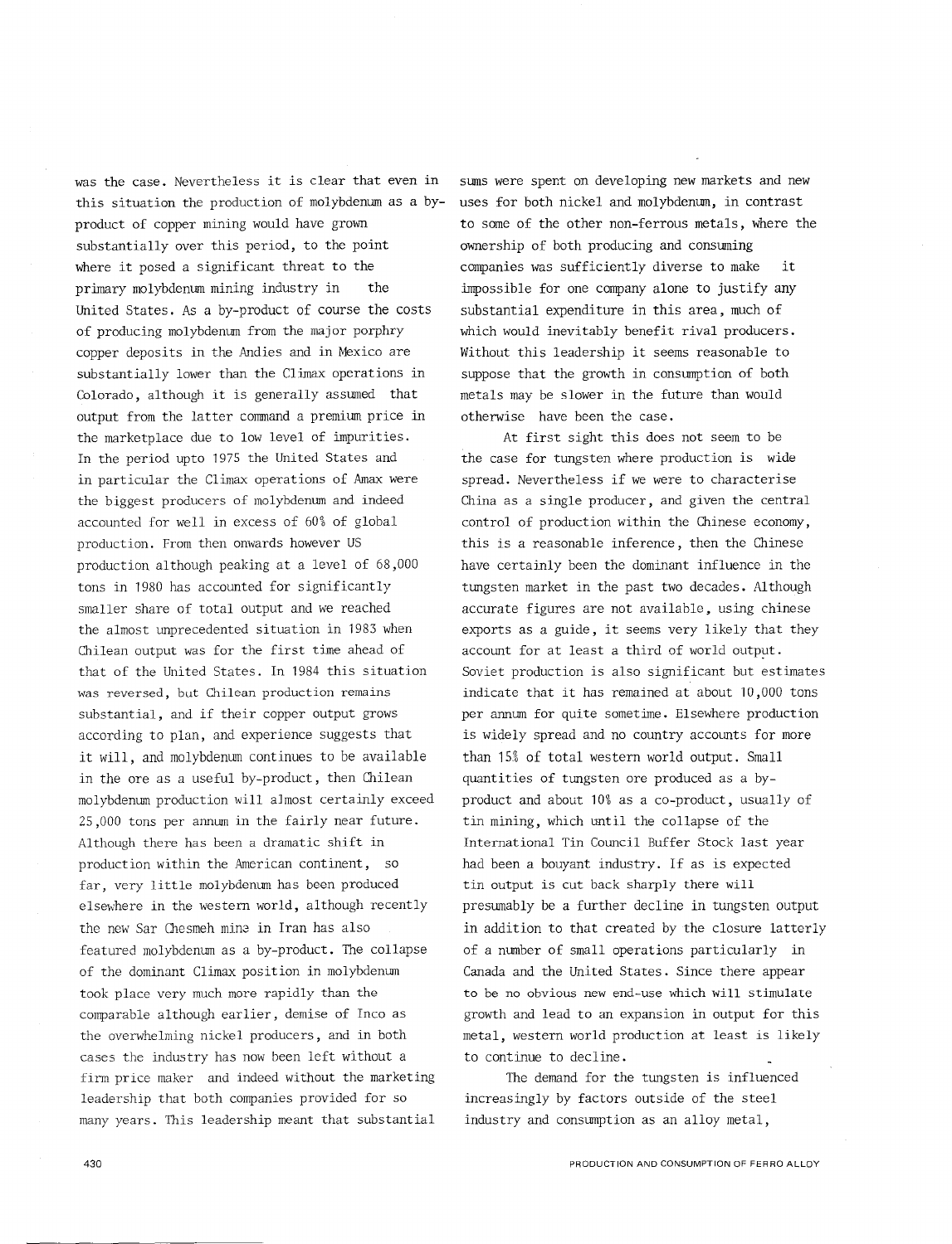was the case. Nevertheless it is clear that even in this situation the production of molybdenum as a by-product of copper mining would have grown substantially over this period, to the point where it posed a significant threat to the primary molybdenum mining industry in the United States. As a by-product of course the costs of producing molybdenum from the major porphry copper deposits in the Andies and in Mexico are substantially lower than the Climax operations in Colorado, although it is generally assumed that output from the latter command a premium price in the marketplace due to low level of impurities. In the period upto 1975 the United States and in particular the Climax operations of Amax were the biggest producers of molybdenum and indeed accounted for well in excess of 60% of global production. From then onwards however US production although peaking at a level of 68,000 tons in 1980 has accounted for significantly smaller share of total output and we reached the almost unprecedented situation in 1983 when Chilean output was for the first time ahead of that of the United States. In 1984 this situation was reversed, but Chilean production remains substantial, and if their copper output grows according to plan, and experience suggests that it will, and molybdenum continues to be available in the ore as a useful by-product, then Chilean molybdenum production will almost certainly exceed 25,000 tons per annum in the fairly near future. Although there has been a dramatic shift in production within the American continent, so far, very little molybdenum has been produced elsewhere in the western world, although recently the new Sar Chesmeh mine in Iran has also featured molybdenum as a by-product. The collapse of the dominant Climax position in molybdenum took place very much more rapidly than the comparable although earlier, demise of Inco as the overwhelming nickel producers, and in both cases the industry has now been left without a firm price maker and indeed without the marketing leadership that both companies provided for so many years. This leadership meant that substantial sums were spent on developing new markets and new uses for both nickel and molybdenum, in contrast to some of the other non-ferrous metals, where the ownership of both producing and consuming companies was sufficiently diverse to make it impossible for one company alone to justify any substantial expenditure in this area, much of which would inevitably benefit rival producers. Without this leadership it seems reasonable to suppose that the growth in consumption of both metals may be slower in the future than would otherwise have been the case.

At first sight this does not seem to be the case for tungsten where production is wide spread. Nevertheless if we were to characterise China as a single producer, and given the central control of production within the Chinese economy, this is a reasonable inference, then the Chinese have certainly been the dominant influence in the tungsten market in the past two decades. Although accurate figures are not available, using chinese exports as a guide, it seems very likely that they account for at least a third of world output. Soviet production is also significant but estimates indicate that it has remained at about 10,000 tons per annum for quite sometime. Elsewhere production is widely spread and no country accounts for more than 15% of total western world output. Small quantities of tungsten ore produced as a by-product and about 10% as a co-product, usually of tin mining, which until the collapse of the International Tin Council Buffer Stock last year had been a bouyant industry. If as is expected tin output is cut back sharply there will presumably be a further decline in tungsten output in addition to that created by the closure latterly of a number of small operations particularly in Canada and the United States. Since there appear to be no obvious new end-use which will stimulate growth and lead to an expansion in output for this metal, western world production at least is likely to continue to decline.

The demand for the tungsten is influenced increasingly by factors outside of the steel industry and consumption as an alloy metal,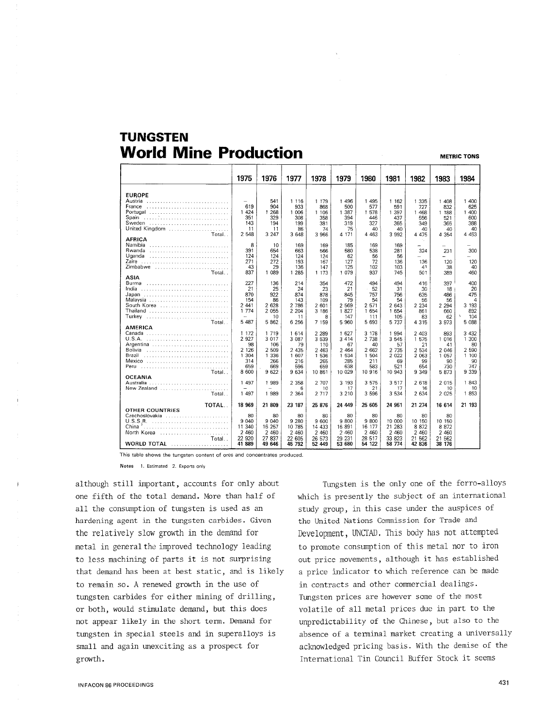# TUNGSTEN

## World Mine Production

METRIC TONS

| | 1975 | 1976 | 1977 | 1978 | 1979 | 1980 | 1981 | 1982 | 1983 | 1984 |
|---|---|---|---|---|---|---|---|---|---|---|
| **EUROPE** | | | | | | | | | | |
| Austria | – | 541 | 1 116 | 1 179 | 1 496 | 1 495 | 1 162 | 1 335 | 1 408 | 1 400 |
| France | 619 | 904 | 933 | 868 | 500 | 577 | 591 | 727 | 832 | 625 |
| Portugal | 1 424 | 1 268 | 1 006 | 1 106 | 1 387 | 1 578 | 1 397 | 1 468 | 1 188 | 1 400 |
| Spain | 351 | 329 | 308 | 358 | 394 | 446 | 437 | 556 | 521 | 600 |
| Sweden | 143 | 194 | 199 | 381 | 319 | 327 | 365 | 349 | 365 | 388 |
| United Kingdom | 11 | 11 | 86 | 74 | 75 | 40 | 40 | 40 | 40 | 40 |
| Total | 2 548 | 3 247 | 3 648 | 3 966 | 4 171 | 4 463 | 3 992 | 4 475 | 4 354 | 4 453 |
| **AFRICA** | | | | | | | | | | |
| Namibia | 8 | 10 | 169 | 169 | 185 | 169 | 169 | – | – | – |
| Rwanda | 391 | 654 | 663 | 566 | 580 | 538 | 281 | 324 | 231 | 300 |
| Uganda | 124 | 124 | 124 | 124 | 62 | 56 | 56 | – | – | – |
| Zaire | 271 | 272 | 193 | 167 | 127 | 72 | 136 | 136 | 120 | 120 |
| Zimbabwe | 43 | 29 | 136 | 147 | 125 | 102 | 103 | 41 | 38 | 40 |
| Total | 837 | 1 089 | 1 285 | 1 173 | 1 079 | 937 | 745 | 501 | 389 | 460 |
| **ASIA** | | | | | | | | | | |
| Burma | 227 | 136 | 214 | 354 | 472 | 494 | 494 | 416 | 397 | 400 |
| India | 21 | 25 | 24 | 23 | 21 | 52 | 31 | 30 | 18 | 20 |
| Japan | 870 | 922 | 874 | 878 | 845 | 757 | 756 | 635 | 486 | 475 |
| Malaysia | 154 | 86 | 143 | 109 | 79 | 54 | 54 | 56 | 56 | 4 |
| South Korea | 2 441 | 2 628 | 2 786 | 2 601 | 2 569 | 2 571 | 2 643 | 2 234 | 2 294 | 3 193 |
| Thailand | 1 774 | 2 055 | 2 204 | 3 186 | 1 827 | 1 654 | 1 654 | 861 | 660 | 892 |
| Turkey | – | 10 | 11 | 8 | 147 | 111 | 105 | 83 | 62 | 104 |
| Total | 5 487 | 5 862 | 6 256 | 7 159 | 5 960 | 5 693 | 5 737 | 4 315 | 3 973 | 5 088 |
| **AMERICA** | | | | | | | | | | |
| Canada | 1 172 | 1 719 | 1 614 | 2 289 | 1 627 | 3 178 | 1 994 | 2 403 | 893 | 3 432 |
| U.S.A. | 2 927 | 3 017 | 3 087 | 3 539 | 3 414 | 2 738 | 3 545 | 1 575 | 1 016 | 1 300 |
| Argentina | 98 | 106 | 79 | 110 | 67 | 40 | 57 | 21 | 41 | 80 |
| Bolivia | 2 126 | 2 509 | 2 435 | 2 463 | 2 464 | 2 662 | 2 735 | 2 534 | 2 046 | 2 590 |
| Brazil | 1 304 | 1 336 | 1 607 | 1 536 | 1 534 | 1 504 | 2 022 | 2 063 | 1 057 | 1 100 |
| Mexico | 314 | 266 | 216 | 265 | 285 | 211 | 69 | 99 | 90 | 90 |
| Peru | 659 | 669 | 596 | 659 | 638 | 583 | 521 | 654 | 730 | 747 |
| Total | 8 600 | 9 622 | 9 634 | 10 861 | 10 029 | 10 916 | 10 943 | 9 349 | 5 873 | 9 339 |
| **OCEANIA** | | | | | | | | | | |
| Australia | 1 497 | 1 989 | 2 358 | 2 707 | 3 193 | 3 575 | 3 517 | 2 618 | 2 015 | 1 843 |
| New Zealand | – | – | 6 | 10 | 17 | 21 | 17 | 16 | 10 | 10 |
| Total | 1 497 | 1 989 | 2 364 | 2 717 | 3 210 | 3 596 | 3 534 | 2 634 | 2 025 | 1 853 |
| **TOTAL** | **18 969** | **21 809** | **23 187** | **25 876** | **24 449** | **25 605** | **24 951** | **21 274** | **16 614** | **21 193** |
| **OTHER COUNTRIES** | | | | | | | | | | |
| Czechoslovakia | 80 | 80 | 80 | 80 | 80 | 80 | 80 | 80 | 80 | |
| U.S.S.R. | 9 040 | 9 040 | 9 280 | 9 600 | 9 800 | 9 800 | 10 000 | 10 150 | 10 150 | |
| China [2] | 11 340 | 16 257 | 10 785 | 14 433 | 16 891 | 16 177 | 21 283 | 8 872 | 8 872 | |
| North Korea | 2 460 | 2 460 | 2 460 | 2 460 | 2 460 | 2 460 | 2 460 | 2 460 | 2 460 | |
| Total | 22 920 | 27 837 | 22 605 | 26 573 | 29 231 | 28 517 | 33 823 | 21 562 | 21 562 | |
| **WORLD TOTAL** | **41 889** | **49 646** | **45 792** | **52 449** | **53 680** | **54 122** | **58 774** | **42 836** | **38 176** | |

This table shows the tungsten content of ores and concentrates produced.

**Notes** 1. Estimated 2. Exports only

although still important, accounts for only about one fifth of the total demand. More than half of all the consumption of tungsten is used as an hardening agent in the tungsten carbides. Given the relatively slow growth in the demand for metal in general the improved technology leading to less machining of parts it is not surprising that demand has been at best static, and is likely to remain so. A renewed growth in the use of tungsten carbides for either mining of drilling, or both, would stimulate demand, but this does not appear likely in the short term. Demand for tungsten in special steels and in superalloys is small and again unexciting as a prospect for growth.

Tungsten is the only one of the ferro-alloys which is presently the subject of an international study group, in this case under the auspices of the United Nations Commission for Trade and Development, UNCTAD. This body has not attempted to promote consumption of this metal nor to iron out price movements, although it has established a price indicator to which reference can be made in contracts and other commercial dealings. Tungsten prices are however some of the most volatile of all metal prices due in part to the unpredictability of the Chinese, but also to the absence of a terminal market creating a universally acknowledged pricing basis. With the demise of the International Tin Council Buffer Stock it seems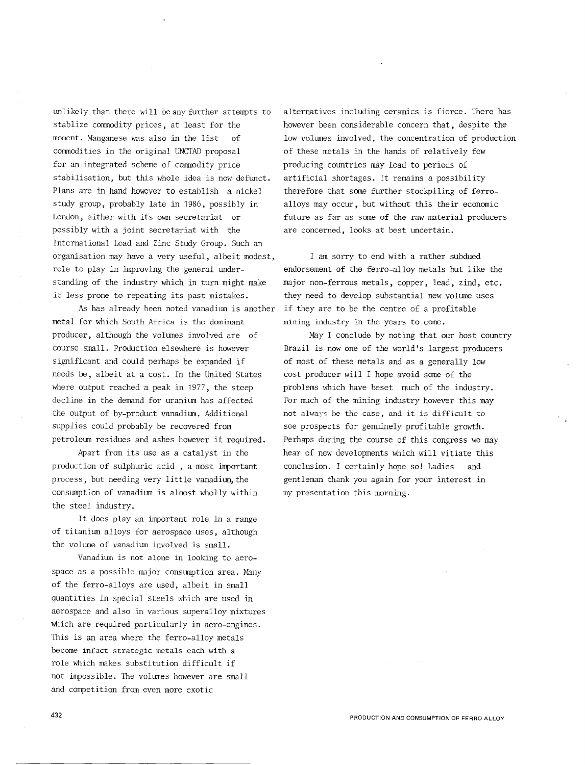unlikely that there will be any further attempts to stablize commodity prices, at least for the moment. Manganese was also in the list of commodities in the original UNCTAD proposal for an integrated scheme of commodity price stabilisation, but this whole idea is now defunct. Plans are in hand however to establish a nickel study group, probably late in 1986, possibly in London, either with its own secretariat or possibly with a joint secretariat with the International Lead and Zinc Study Group. Such an organisation may have a very useful, albeit modest, role to play in improving the general understanding of the industry which in turn might make it less prone to repeating its past mistakes.

As has already been noted vanadium is another metal for which South Africa is the dominant producer, although the volumes involved are of course small. Production elsewhere is however significant and could perhaps be expanded if needs be, albeit at a cost. In the United States where output reached a peak in 1977, the steep decline in the demand for uranium has affected the output of by-product vanadium. Additional supplies could probably be recovered from petroleum residues and ashes however if required.

Apart from its use as a catalyst in the production of sulphuric acid , a most important process, but needing very little vanadium, the consumption of vanadium is almost wholly within the steel industry.

It does play an important role in a range of titanium alloys for aerospace uses, although the volume of vanadium involved is small.

Vanadium is not alone in looking to aerospace as a possible major consumption area. Many of the ferro-alloys are used, albeit in small quantities in special steels which are used in aerospace and also in various superalloy mixtures which are required particularly in aero-engines. This is an area where the ferro-alloy metals become infact strategic metals each with a role which makes substitution difficult if not impossible. The volumes however are small and competition from even more exotic alternatives including ceramics is fierce. There has however been considerable concern that, despite the low volumes involved, the concentration of production of these metals in the hands of relatively few producing countries may lead to periods of artificial shortages. It remains a possibility therefore that some further stockpiling of ferro-alloys may occur, but without this their economic future as far as some of the raw material producers are concerned, looks at best uncertain.

I am sorry to end with a rather subdued endorsement of the ferro-alloy metals but like the major non-ferrous metals, copper, lead, zind, etc. they need to develop substantial new volume uses if they are to be the centre of a profitable mining industry in the years to come.

May I conclude by noting that our host country Brazil is now one of the world's largest producers of most of these metals and as a generally low cost producer will I hope avoid some of the problems which have beset much of the industry. For much of the mining industry however this may not always be the case, and it is difficult to see prospects for genuinely profitable growth. Perhaps during the course of this congress we may hear of new developments which will vitiate this conclusion. I certainly hope so! Ladies and gentleman thank you again for your interest in my presentation this morning.